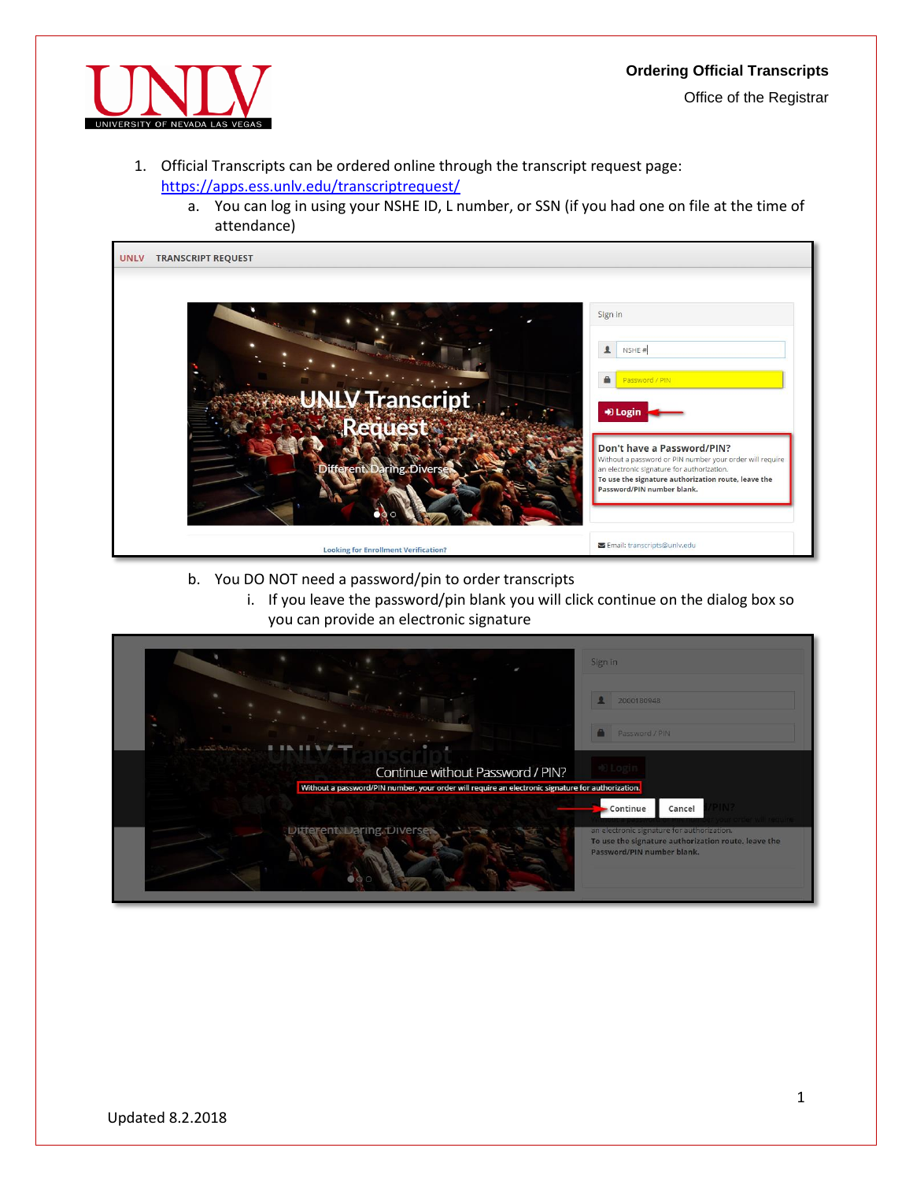# Ordering Official Transcripts

Office of the Registrar

1. Official Transcripts can be ordered online through the transcript request page: [https://apps.ess.unlv.edu/transcriptrequest/](https://apps.ess.unlv.edu/transcriptrequest/)
   a. You can log in using your NSHE ID, L number, or SSN (if you had one on file at the time of attendance)
   b. You DO NOT need a password/pin to order transcripts
      i. If you leave the password/pin blank you will click continue on the dialog box so you can provide an electronic signature

Updated 8.2.2018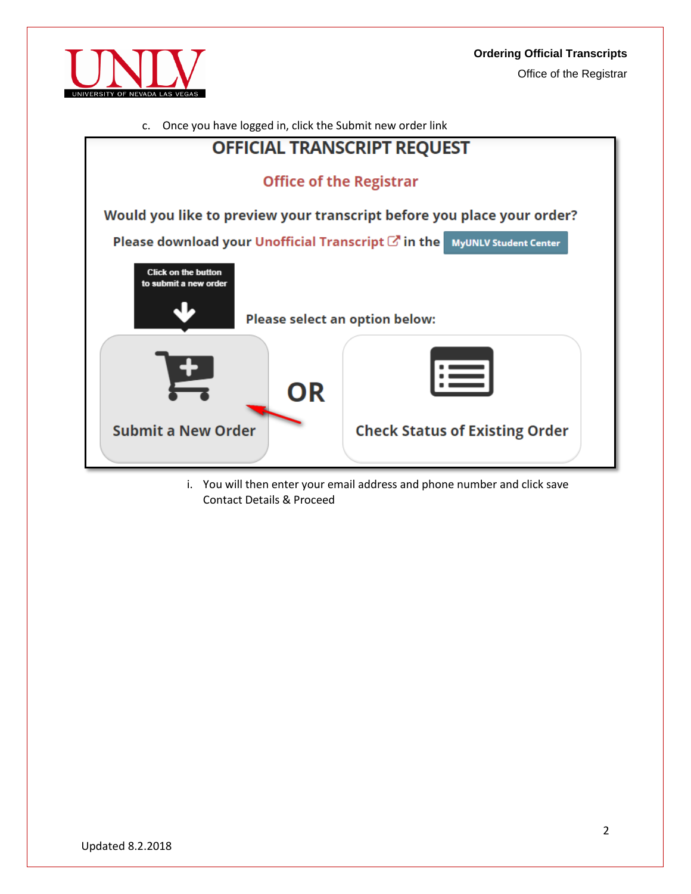c. Once you have logged in, click the Submit new order link

OFFICIAL TRANSCRIPT REQUEST

Office of the Registrar

Would you like to preview your transcript before you place your order?

Please download your Unofficial Transcript in the MyUNLV Student Center

Click on the button to submit a new order

Please select an option below:

Submit a New Order

OR

Check Status of Existing Order

i. You will then enter your email address and phone number and click save Contact Details & Proceed

Updated 8.2.2018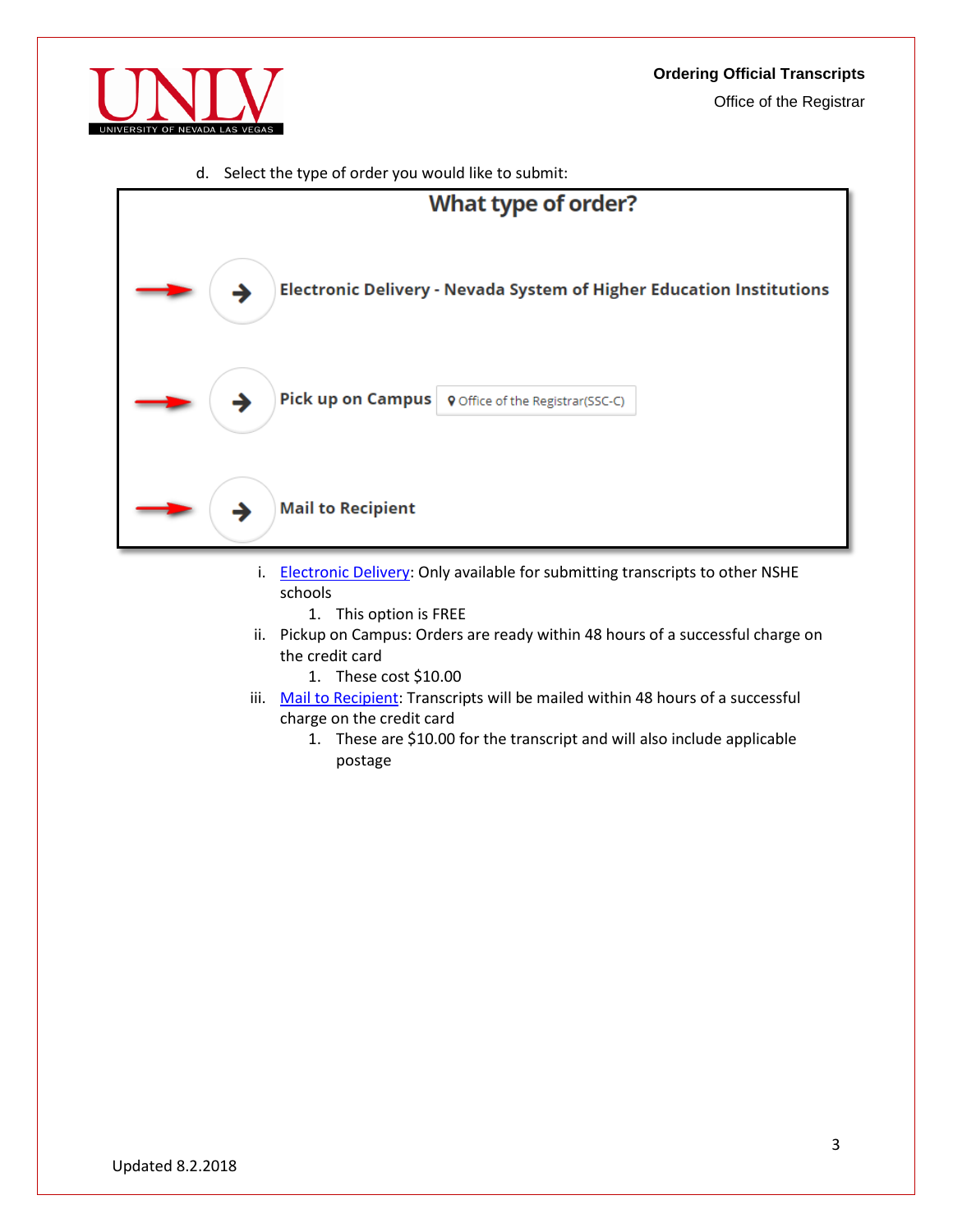d. Select the type of order you would like to submit:

What type of order?

Electronic Delivery - Nevada System of Higher Education Institutions

Pick up on Campus — Office of the Registrar(SSC-C)

Mail to Recipient

i. Electronic Delivery: Only available for submitting transcripts to other NSHE schools
    1. This option is FREE
ii. Pickup on Campus: Orders are ready within 48 hours of a successful charge on the credit card
    1. These cost $10.00
iii. Mail to Recipient: Transcripts will be mailed within 48 hours of a successful charge on the credit card
    1. These are $10.00 for the transcript and will also include applicable postage

Updated 8.2.2018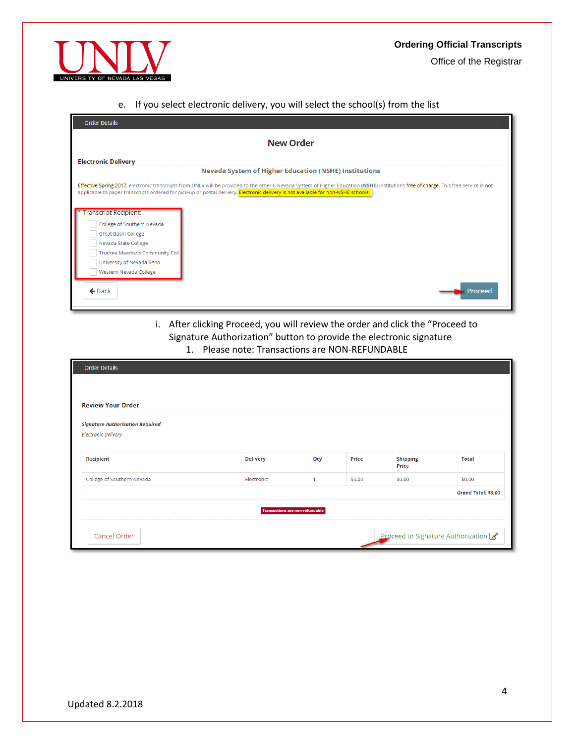e. If you select electronic delivery, you will select the school(s) from the list

Order Details

**New Order**

**Electronic Delivery**

**Nevada System of Higher Education (NSHE) Institutions**

Effective Spring 2017, electronic transcripts from UNLV will be provided to the other 6 Nevada System of Higher Education (NSHE) institutions free of charge. This free service is not applicable to paper transcripts ordered for pick-up or postal delivery. Electronic delivery is not available for non-NSHE schools.

* Transcript Recipient:

- College of Southern Nevada
- Great Basin College
- Nevada State College
- Truckee Meadows Community Coll
- University of Nevada Reno
- Western Nevada College

← Back Proceed

i. After clicking Proceed, you will review the order and click the "Proceed to Signature Authorization" button to provide the electronic signature
   1. Please note: Transactions are NON-REFUNDABLE

Order Details

**Review Your Order**

***Signature Authorization Required***

*Electronic Delivery*

| Recipient | Delivery | Qty | Price | Shipping Price | Total |
|---|---|---|---|---|---|
| College of Southern Nevada | Electronic | 1 | $0.00 | $0.00 | $0.00 |
| | | | | | ***Grand Total: $0.00*** |

Transactions are non-refundable

Cancel Order Proceed to Signature Authorization

Updated 8.2.2018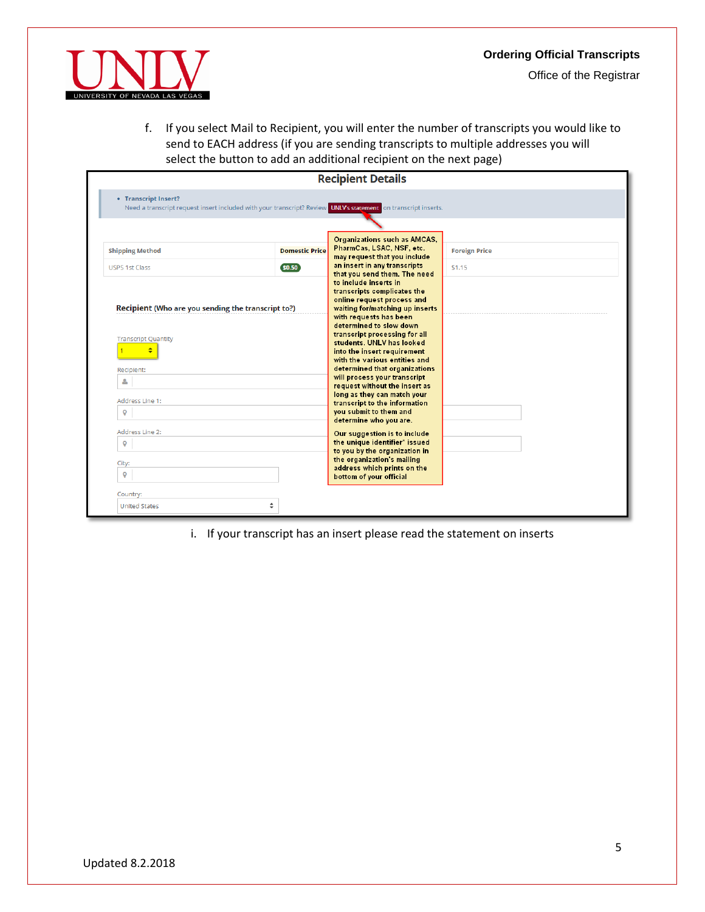f. If you select Mail to Recipient, you will enter the number of transcripts you would like to send to EACH address (if you are sending transcripts to multiple addresses you will select the button to add an additional recipient on the next page)

**Recipient Details**

- **Transcript Insert?**
  Need a transcript request insert included with your transcript? Review UNLV's statement on transcript inserts.

Organizations such as AMCAS, PharmCas, LSAC, NSF, etc. may request that you include an insert in any transcripts that you send them. The need to include inserts in transcripts complicates the online request process and waiting for/matching up inserts with requests has been determined to slow down transcript processing for all students. UNLV has looked into the insert requirement with the various entities and determined that organizations will process your transcript request without the insert as long as they can match your transcript to the information you submit to them and determine who you are.

Our suggestion is to include the unique identifier' issued to you by the organization in the organization's mailing address which prints on the bottom of your official

| Shipping Method | Domestic Price | Foreign Price |
|---|---|---|
| USPS 1st Class | $0.50 | $1.15 |

**Recipient** (Who are you sending the transcript to?)

Transcript Quantity: 1

Recipient:

Address Line 1:

Address Line 2:

City:

Country: United States

i. If your transcript has an insert please read the statement on inserts

Updated 8.2.2018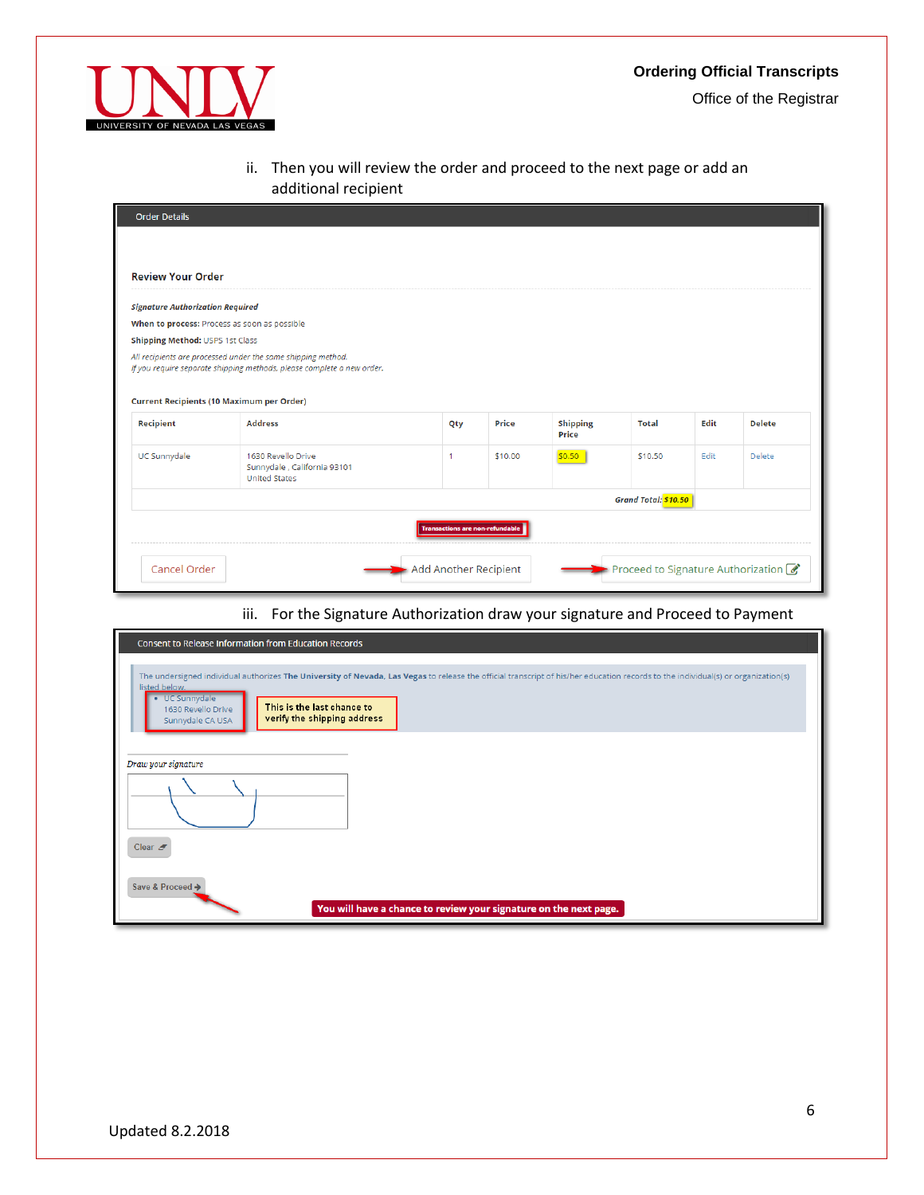ii. Then you will review the order and proceed to the next page or add an additional recipient

Order Details

**Review Your Order**

***Signature Authorization Required***

**When to process:** Process as soon as possible

**Shipping Method:** USPS 1st Class

*All recipients are processed under the same shipping method.*
*If you require separate shipping methods, please complete a new order.*

**Current Recipients (10 Maximum per Order)**

| Recipient | Address | Qty | Price | Shipping Price | Total | Edit | Delete |
|---|---|---|---|---|---|---|---|
| UC Sunnydale | 1630 Revello Drive Sunnydale , California 93101 United States | 1 | $10.00 | $0.50 | $10.50 | Edit | Delete |
| | | | | | ***Grand Total:*** **$10.50** | | |

Transactions are non-refundable

Cancel Order | Add Another Recipient | Proceed to Signature Authorization

iii. For the Signature Authorization draw your signature and Proceed to Payment

Consent to Release Information from Education Records

The undersigned individual authorizes **The University of Nevada, Las Vegas** to release the official transcript of his/her education records to the individual(s) or organization(s) listed below.

- UC Sunnydale
  1630 Revello Drive
  Sunnydale CA USA

This is the last chance to verify the shipping address

*Draw your signature*

Clear

Save & Proceed

You will have a chance to review your signature on the next page.

Updated 8.2.2018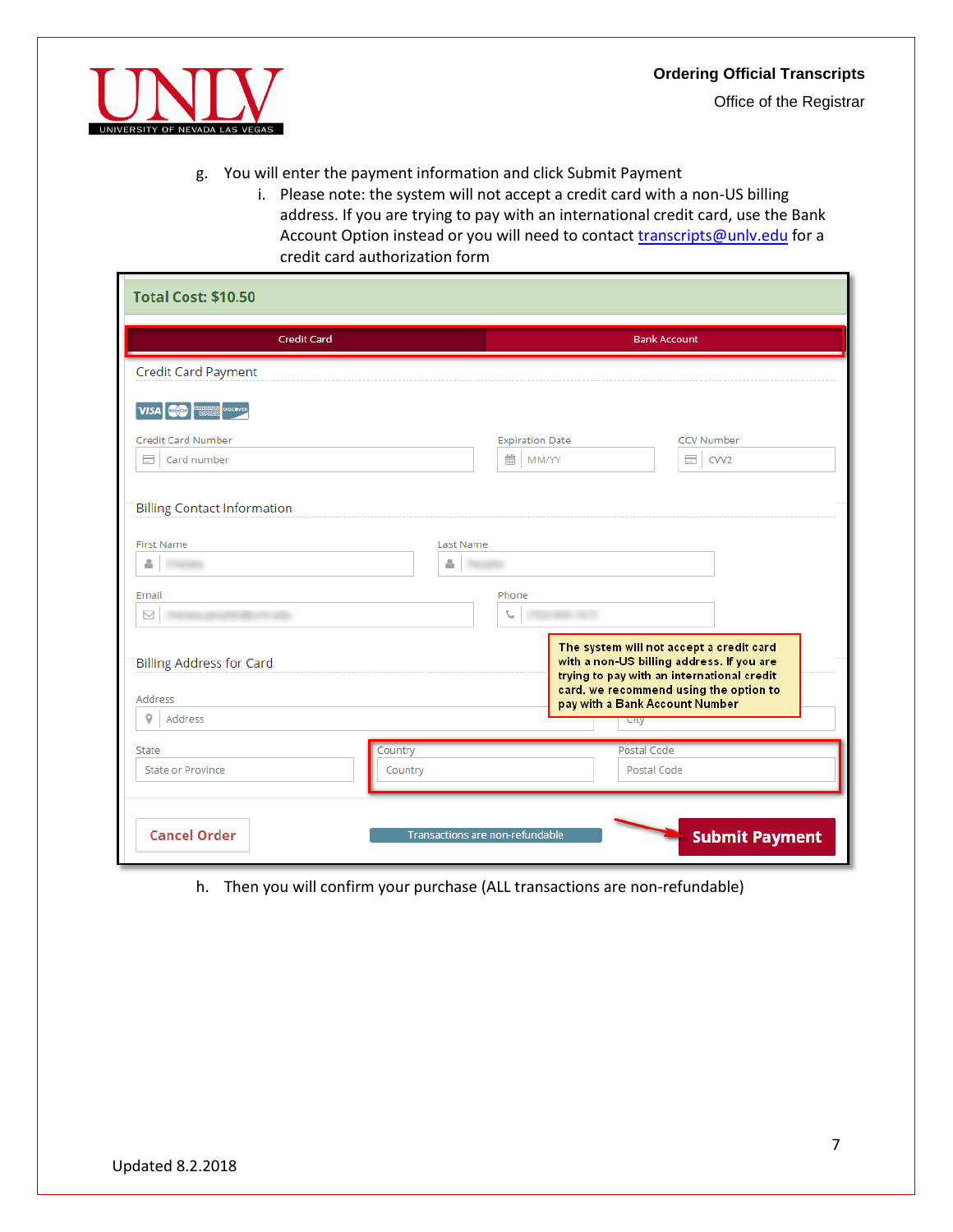g. You will enter the payment information and click Submit Payment
   i. Please note: the system will not accept a credit card with a non-US billing address. If you are trying to pay with an international credit card, use the Bank Account Option instead or you will need to contact transcripts@unlv.edu for a credit card authorization form

Total Cost: $10.50

Credit Card | Bank Account

Credit Card Payment

Credit Card Number — Card number
Expiration Date — MM/YY
CCV Number — CVV2

Billing Contact Information

First Name
Last Name
Email
Phone

Billing Address for Card

The system will not accept a credit card with a non-US billing address. If you are trying to pay with an international credit card, we recommend using the option to pay with a Bank Account Number

Address — Address
City
State — State or Province
Country — Country
Postal Code — Postal Code

Cancel Order | Transactions are non-refundable | Submit Payment

h. Then you will confirm your purchase (ALL transactions are non-refundable)

Updated 8.2.2018